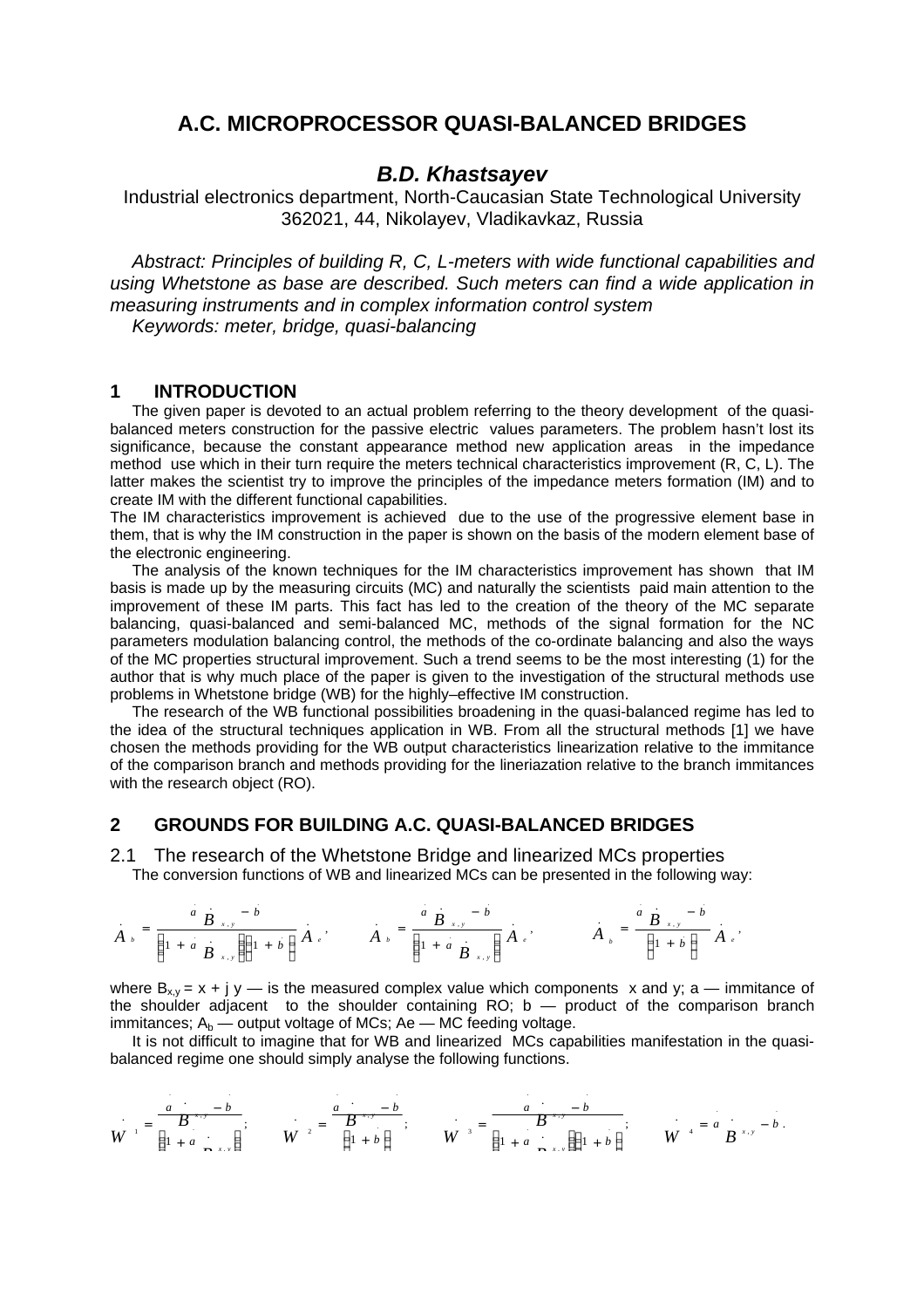# A.C. MICROPROCESSOR QUASI-BALANCED BRIDGES

### *B.D. Khastsayev*

Industrial electronics department, North-Caucasian State Technological University
362021, 44, Nikolayev, Vladikavkaz, Russia

*Abstract: Principles of building R, C, L-meters with wide functional capabilities and using Whetstone as base are described. Such meters can find a wide application in measuring instruments and in complex information control system*

*Keywords: meter, bridge, quasi-balancing*

## 1 INTRODUCTION

The given paper is devoted to an actual problem referring to the theory development of the quasi-balanced meters construction for the passive electric values parameters. The problem hasn't lost its significance, because the constant appearance method new application areas in the impedance method use which in their turn require the meters technical characteristics improvement (R, C, L). The latter makes the scientist try to improve the principles of the impedance meters formation (IM) and to create IM with the different functional capabilities.

The IM characteristics improvement is achieved due to the use of the progressive element base in them, that is why the IM construction in the paper is shown on the basis of the modern element base of the electronic engineering.

The analysis of the known techniques for the IM characteristics improvement has shown that IM basis is made up by the measuring circuits (MC) and naturally the scientists paid main attention to the improvement of these IM parts. This fact has led to the creation of the theory of the MC separate balancing, quasi-balanced and semi-balanced MC, methods of the signal formation for the NC parameters modulation balancing control, the methods of the co-ordinate balancing and also the ways of the MC properties structural improvement. Such a trend seems to be the most interesting (1) for the author that is why much place of the paper is given to the investigation of the structural methods use problems in Whetstone bridge (WB) for the highly–effective IM construction.

The research of the WB functional possibilities broadening in the quasi-balanced regime has led to the idea of the structural techniques application in WB. From all the structural methods [1] we have chosen the methods providing for the WB output characteristics linearization relative to the immitance of the comparison branch and methods providing for the lineriazation relative to the branch immitances with the research object (RO).

## 2 GROUNDS FOR BUILDING A.C. QUASI-BALANCED BRIDGES

### 2.1 The research of the Whetstone Bridge and linearized MCs properties

The conversion functions of WB and linearized MCs can be presented in the following way:

$$\dot{A}_b = \frac{\dot{a}\,\dot{B}_{x,y} - \dot{b}}{\left(1 + \dot{a}\,\dot{B}_{x,y}\right)\left(1 + \dot{b}\right)}\dot{A}_e, \qquad \dot{A}_b = \frac{\dot{a}\,\dot{B}_{x,y} - \dot{b}}{\left(1 + \dot{a}\,\dot{B}_{x,y}\right)}\dot{A}_e, \qquad \dot{A}_b = \frac{\dot{a}\,\dot{B}_{x,y} - \dot{b}}{\left(1 + \dot{b}\right)}\dot{A}_e,$$

where $B_{x,y} = x + j\,y$ — is the measured complex value which components x and y; a — immitance of the shoulder adjacent to the shoulder containing RO; b — product of the comparison branch immitances; $A_b$ — output voltage of MCs; Ae — MC feeding voltage.

It is not difficult to imagine that for WB and linearized MCs capabilities manifestation in the quasi-balanced regime one should simply analyse the following functions.

$$\dot{W}_1 = \frac{\dot{a}\,\dot{B}_{x,y} - \dot{b}}{\left(1 + \dot{a}\,\dot{B}_{x,y}\right)}; \qquad \dot{W}_2 = \frac{\dot{a}\,\dot{B}_{x,y} - \dot{b}}{\left(1 + \dot{b}\right)}; \qquad \dot{W}_3 = \frac{\dot{a}\,\dot{B}_{x,y} - \dot{b}}{\left(1 + \dot{a}\,\dot{B}_{x,y}\right)\left(1 + \dot{b}\right)}; \qquad \dot{W}_4 = \dot{a}\,\dot{B}_{x,y} - \dot{b}.$$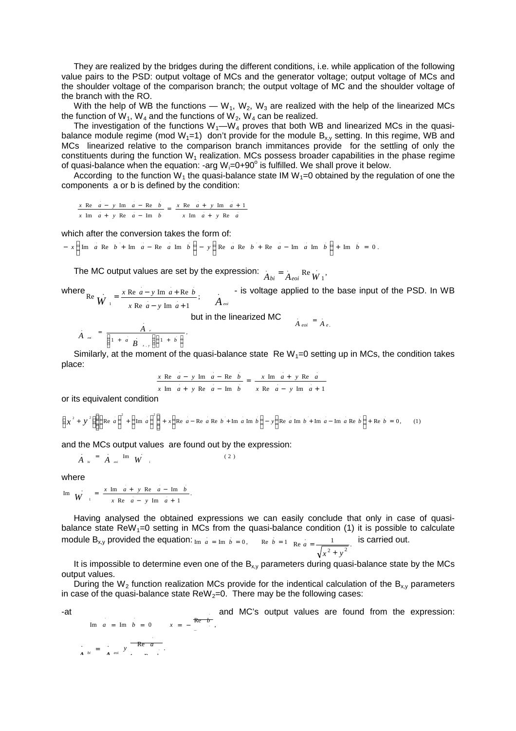They are realized by the bridges during the different conditions, i.e. while application of the following value pairs to the PSD: output voltage of MCs and the generator voltage; output voltage of MCs and the shoulder voltage of the comparison branch; the output voltage of MC and the shoulder voltage of the branch with the RO.

With the help of WB the functions — $W_1$, $W_2$, $W_3$ are realized with the help of the linearized MCs the function of $W_1$, $W_4$ and the functions of $W_2$, $W_4$ can be realized.

The investigation of the functions $W_1$—$W_4$ proves that both WB and linearized MCs in the quasi-balance module regime (mod $W_1$=1) don't provide for the module $B_{x,y}$ setting. In this regime, WB and MCs linearized relative to the comparison branch immitances provide for the settling of only the constituents during the function $W_1$ realization. MCs possess broader capabilities in the phase regime of quasi-balance when the equation: -arg $W_i$=0+90$^o$ is fulfilled. We shall prove it below.

According to the function $W_1$ the quasi-balance state IM $W_1$=0 obtained by the regulation of one the components a or b is defined by the condition:

$$\frac{x \operatorname{Re} \dot{a} - y \operatorname{Im} \dot{a} - \operatorname{Re} \dot{b}}{x \operatorname{Im} \dot{a} + y \operatorname{Re} \dot{a} - \operatorname{Im} \dot{b}} = \frac{x \operatorname{Re} \dot{a} + y \operatorname{Im} \dot{a} + 1}{x \operatorname{Im} \dot{a} + y \operatorname{Re} \dot{a}}$$

which after the conversion takes the form of:

$$-x\left(\operatorname{Im} \dot{a} \operatorname{Re} \dot{b} + \operatorname{Im} \dot{a} - \operatorname{Re} \dot{a} \operatorname{Im} \dot{b}\right) - y\left(\operatorname{Re} \dot{a} \operatorname{Re} \dot{b} + \operatorname{Re} \dot{a} - \operatorname{Im} \dot{a} \operatorname{Im} \dot{b}\right) + \operatorname{Im} \dot{b} = 0 .$$

The MC output values are set by the expression: $\dot{A}_{bi} = \dot{A}_{eoi} \operatorname{Re} \dot{W}_1$,

where $\operatorname{Re} \dot{W}_1 = \dfrac{x \operatorname{Re} \dot{a} - y \operatorname{Im} \dot{a} + \operatorname{Re} \dot{b}}{x \operatorname{Re} \dot{a} - y \operatorname{Im} \dot{a} + 1}$; $\dot{A}_{eoi}$ - is voltage applied to the base input of the PSD. In WB $\dot{A}_{eoi} = \dot{A}_e$, but in the linearized MC

$$\dot{A}_{eoi} = \frac{\dot{A}_e}{\left(1 + \dot{a}\dot{B}_{x,y}\right)\left(1 + \dot{b}\right)} .$$

Similarly, at the moment of the quasi-balance state Re $W_1$=0 setting up in MCs, the condition takes place:

$$\frac{x \operatorname{Re} \dot{a} - y \operatorname{Im} \dot{a} - \operatorname{Re} \dot{b}}{x \operatorname{Im} \dot{a} + y \operatorname{Re} \dot{a} - \operatorname{Im} \dot{b}} = \frac{x \operatorname{Im} \dot{a} + y \operatorname{Re} \dot{a}}{x \operatorname{Re} \dot{a} - y \operatorname{Im} \dot{a} + 1}$$

or its equivalent condition

$$\left(x^2 + y^2\right)\left(\left(\operatorname{Re} \dot{a}\right)^2 + \left(\operatorname{Im} \dot{a}\right)^2\right) + x\left(\operatorname{Re} \dot{a} - \operatorname{Re} \dot{a} \operatorname{Re} \dot{b} + \operatorname{Im} \dot{a} \operatorname{Im} \dot{b}\right) - y\left(\operatorname{Re} \dot{a} \operatorname{Im} \dot{b} + \operatorname{Im} \dot{a} - \operatorname{Im} \dot{a} \operatorname{Re} \dot{b}\right) + \operatorname{Re} \dot{b} = 0, \qquad (1)$$

and the MCs output values are found out by the expression:

$$\dot{A}_{bi} = \dot{A}_{eoi} \operatorname{Im} \dot{W}_1 \qquad (2)$$

where

$$\operatorname{Im} \dot{W}_1 = \frac{x \operatorname{Im} \dot{a} + y \operatorname{Re} \dot{a} - \operatorname{Im} \dot{b}}{x \operatorname{Re} \dot{a} - y \operatorname{Im} \dot{a} + 1} .$$

Having analysed the obtained expressions we can easily conclude that only in case of quasi-balance state Re$W_1$=0 setting in MCs from the quasi-balance condition (1) it is possible to calculate module $B_{x,y}$ provided the equation: $\operatorname{Im} \dot{a} = \operatorname{Im} \dot{b} = 0$, $\operatorname{Re} \dot{b} = 1$, $\operatorname{Re} \dot{a} = \dfrac{1}{\sqrt{x^2 + y^2}}$. is carried out.

It is impossible to determine even one of the $B_{x,y}$ parameters during quasi-balance state by the MCs output values.

During the $W_2$ function realization MCs provide for the indentical calculation of the $B_{x,y}$ parameters in case of the quasi-balance state Re$W_2$=0. There may be the following cases:

-at $\operatorname{Im} \dot{a} = \operatorname{Im} \dot{b} = 0$, $x = -\dfrac{\operatorname{Re} \dot{b}}{\dots}$, and MC's output values are found from the expression:

$$\dot{A}_{bi} = \dot{A}_{eoi}\, y \frac{\operatorname{Re} \dot{a}}{1 \dots} .$$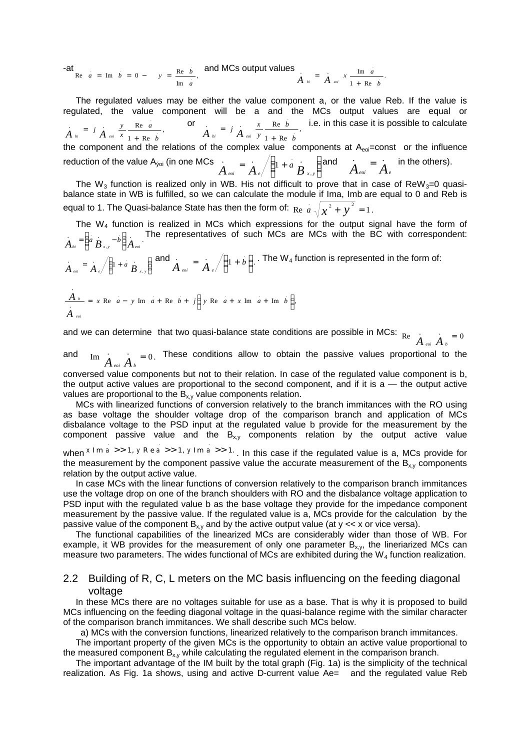-at $\operatorname{Re}\dot{a} = \operatorname{Im}\dot{b} = 0 - \quad y = \frac{\operatorname{Re}\dot{b}}{\operatorname{Im}\dot{a}}$, and MCs output values $\dot{A}_{bi} = \dot{A}_{eoi}\, x\, \frac{\operatorname{Im}\dot{a}}{1 + \operatorname{Re}\dot{b}}$.

The regulated values may be either the value component a, or the value Reb. If the value is regulated, the value component will be a and the MCs output values are equal or $\dot{A}_{bi} = j\dot{A}_{eoi}\frac{y}{x}\frac{\operatorname{Re}\dot{a}}{1+\operatorname{Re}\dot{b}}$, or $\dot{A}_{bi} = j\dot{A}_{eoi}\frac{x}{y}\frac{\operatorname{Re}\dot{b}}{1+\operatorname{Re}\dot{b}}$, i.e. in this case it is possible to calculate the component and the relations of the complex value components at $A_{eoi}$=const or the influence reduction of the value $A_{yoi}$ (in one MCs $\dot{A}_{eoi} = \dot{A}_{e} \Big/ \left(1 + \dot{a}\,\dot{B}_{x,y}\right)$ and $\dot{A}_{eoi} = \dot{A}_{e}$ in the others).

The $W_3$ function is realized only in WB. His not difficult to prove that in case of $\operatorname{Re}W_3$=0 quasi-balance state in WB is fulfilled, so we can calculate the module if Ima, Imb are equal to 0 and Reb is equal to 1. The Quasi-balance State has then the form of: $\operatorname{Re}\dot{a}\sqrt{x^2+y^2} = 1$.

The $W_4$ function is realized in MCs which expressions for the output signal have the form of $\dot{A}_{bi} = \left(\dot{a}\,\dot{B}_{x,y} - \dot{b}\right)\dot{A}_{eoi}$. The representatives of such MCs are MCs with the BC with correspondent: $\dot{A}_{eoi} = \dot{A}_{e} \Big/ \left(1 + \dot{a}\,\dot{B}_{x,y}\right)$ and $\dot{A}_{eoi} = \dot{A}_{e} \Big/ \left(1 + \dot{b}\right)$. The $W_4$ function is represented in the form of:

$$\frac{\dot{A}_{b}}{\dot{A}_{eoi}} = x\operatorname{Re}\dot{a} - y\operatorname{Im}\dot{a} + \operatorname{Re}\dot{b} + j\left(y\operatorname{Re}\dot{a} + x\operatorname{Im}\dot{a} + \operatorname{Im}\dot{b}\right),$$

and we can determine that two quasi-balance state conditions are possible in MCs: $\operatorname{Re}\dot{A}_{eoi}\dot{A}_{b} = 0$ and $\operatorname{Im}\dot{A}_{eoi}\dot{A}_{b} = 0$. These conditions allow to obtain the passive values proportional to the conversed value components but not to their relation. In case of the regulated value component is b, the output active values are proportional to the second component, and if it is a — the output active values are proportional to the $B_{x,y}$ value components relation.

MCs with linearized functions of conversion relatively to the branch immitances with the RO using as base voltage the shoulder voltage drop of the comparison branch and application of MCs disbalance voltage to the PSD input at the regulated value b provide for the measurement by the component passive value and the $B_{x,y}$ components relation by the output active value when $x\operatorname{Im}\dot{a} >> 1,\ y\operatorname{Re}\dot{a} >> 1,\ y\operatorname{Im}\dot{a} >> 1$. In this case if the regulated value is a, MCs provide for the measurement by the component passive value the accurate measurement of the $B_{x,y}$ components relation by the output active value.

In case MCs with the linear functions of conversion relatively to the comparison branch immitances use the voltage drop on one of the branch shoulders with RO and the disbalance voltage application to PSD input with the regulated value b as the base voltage they provide for the impedance component measurement by the passive value. If the regulated value is a, MCs provide for the calculation by the passive value of the component $B_{x,y}$ and by the active output value (at y << x or vice versa).

The functional capabilities of the linearized MCs are considerably wider than those of WB. For example, it WB provides for the measurement of only one parameter $B_{x,y}$, the lineriarized MCs can measure two parameters. The wides functional of MCs are exhibited during the $W_4$ function realization.

## 2.2 Building of R, C, L meters on the MC basis influencing on the feeding diagonal voltage

In these MCs there are no voltages suitable for use as a base. That is why it is proposed to build MCs influencing on the feeding diagonal voltage in the quasi-balance regime with the similar character of the comparison branch immitances. We shall describe such MCs below.

a) MCs with the conversion functions, linearized relatively to the comparison branch immitances.

The important property of the given MCs is the opportunity to obtain an active value proportional to the measured component $B_{x,y}$ while calculating the regulated element in the comparison branch.

The important advantage of the IM built by the total graph (Fig. 1a) is the simplicity of the technical realization. As Fig. 1a shows, using and active D-current value Ae= and the regulated value Reb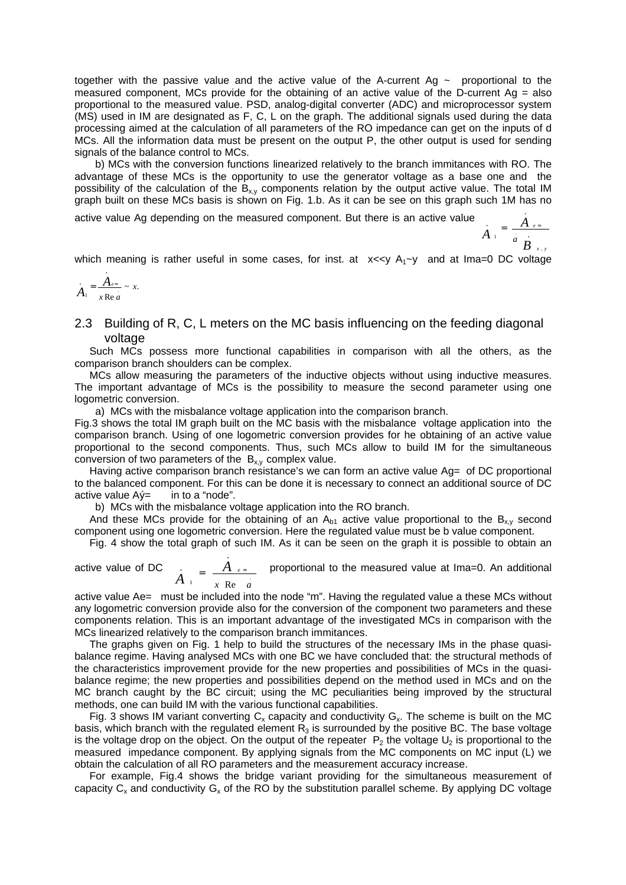together with the passive value and the active value of the A-current Ag ~ proportional to the measured component, MCs provide for the obtaining of an active value of the D-current Ag = also proportional to the measured value. PSD, analog-digital converter (ADC) and microprocessor system (MS) used in IM are designated as F, C, L on the graph. The additional signals used during the data processing aimed at the calculation of all parameters of the RO impedance can get on the inputs of d MCs. All the information data must be present on the output P, the other output is used for sending signals of the balance control to MCs.

b) MCs with the conversion functions linearized relatively to the branch immitances with RO. The advantage of these MCs is the opportunity to use the generator voltage as a base one and the possibility of the calculation of the $B_{x,y}$ components relation by the output active value. The total IM graph built on these MCs basis is shown on Fig. 1.b. As it can be see on this graph such 1M has no active value Ag depending on the measured component. But there is an active value $\dot{A}_1 = \dfrac{\dot{A}_{e=}}{\dot{a}\,\dot{B}_{x,y}}$

which meaning is rather useful in some cases, for inst. at x<<y $A_1$~y and at Ima=0 DC voltage $\dot{A}_1 = \dfrac{\dot{A}_{e=}}{x \operatorname{Re} \dot{a}} \sim x.$

## 2.3 Building of R, C, L meters on the MC basis influencing on the feeding diagonal voltage

Such MCs possess more functional capabilities in comparison with all the others, as the comparison branch shoulders can be complex.

MCs allow measuring the parameters of the inductive objects without using inductive measures. The important advantage of MCs is the possibility to measure the second parameter using one logometric conversion.

a) MCs with the misbalance voltage application into the comparison branch.

Fig.3 shows the total IM graph built on the MC basis with the misbalance voltage application into the comparison branch. Using of one logometric conversion provides for he obtaining of an active value proportional to the second components. Thus, such MCs allow to build IM for the simultaneous conversion of two parameters of the $B_{x,y}$ complex value.

Having active comparison branch resistance's we can form an active value Ag= of DC proportional to the balanced component. For this can be done it is necessary to connect an additional source of DC active value Aý= in to a "node".

b) MCs with the misbalance voltage application into the RO branch.

And these MCs provide for the obtaining of an $A_{b1}$ active value proportional to the $B_{x,y}$ second component using one logometric conversion. Here the regulated value must be b value component.

Fig. 4 show the total graph of such IM. As it can be seen on the graph it is possible to obtain an active value of DC $\dot{A}_1 = \dfrac{\dot{A}_{e=}}{x \operatorname{Re} \dot{a}}$ proportional to the measured value at Ima=0. An additional active value Ae= must be included into the node "m". Having the regulated value a these MCs without any logometric conversion provide also for the conversion of the component two parameters and these components relation. This is an important advantage of the investigated MCs in comparison with the MCs linearized relatively to the comparison branch immitances.

The graphs given on Fig. 1 help to build the structures of the necessary IMs in the phase quasi-balance regime. Having analysed MCs with one BC we have concluded that: the structural methods of the characteristics improvement provide for the new properties and possibilities of MCs in the quasi-balance regime; the new properties and possibilities depend on the method used in MCs and on the MC branch caught by the BC circuit; using the MC peculiarities being improved by the structural methods, one can build IM with the various functional capabilities.

Fig. 3 shows IM variant converting $C_x$ capacity and conductivity $G_x$. The scheme is built on the MC basis, which branch with the regulated element $R_3$ is surrounded by the positive BC. The base voltage is the voltage drop on the object. On the output of the repeater $P_2$ the voltage $U_2$ is proportional to the measured impedance component. By applying signals from the MC components on MC input (L) we obtain the calculation of all RO parameters and the measurement accuracy increase.

For example, Fig.4 shows the bridge variant providing for the simultaneous measurement of capacity $C_x$ and conductivity $G_x$ of the RO by the substitution parallel scheme. By applying DC voltage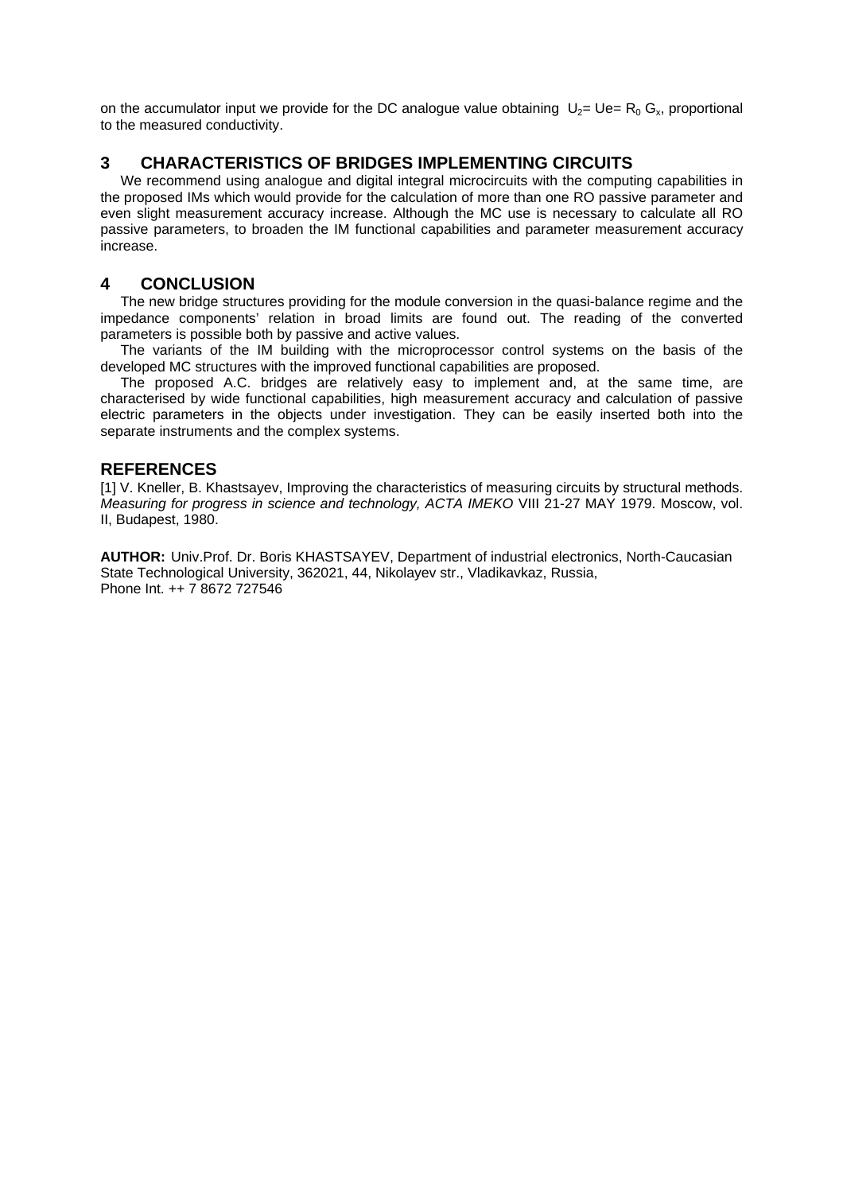on the accumulator input we provide for the DC analogue value obtaining $U_2$= Ue= $R_0$ $G_x$, proportional to the measured conductivity.

## 3 CHARACTERISTICS OF BRIDGES IMPLEMENTING CIRCUITS

We recommend using analogue and digital integral microcircuits with the computing capabilities in the proposed IMs which would provide for the calculation of more than one RO passive parameter and even slight measurement accuracy increase. Although the MC use is necessary to calculate all RO passive parameters, to broaden the IM functional capabilities and parameter measurement accuracy increase.

## 4 CONCLUSION

The new bridge structures providing for the module conversion in the quasi-balance regime and the impedance components' relation in broad limits are found out. The reading of the converted parameters is possible both by passive and active values.

The variants of the IM building with the microprocessor control systems on the basis of the developed MC structures with the improved functional capabilities are proposed.

The proposed A.C. bridges are relatively easy to implement and, at the same time, are characterised by wide functional capabilities, high measurement accuracy and calculation of passive electric parameters in the objects under investigation. They can be easily inserted both into the separate instruments and the complex systems.

## REFERENCES

[1] V. Kneller, B. Khastsayev, Improving the characteristics of measuring circuits by structural methods. *Measuring for progress in science and technology, ACTA IMEKO* VIII 21-27 MAY 1979. Moscow, vol. II, Budapest, 1980.

**AUTHOR:** Univ.Prof. Dr. Boris KHASTSAYEV, Department of industrial electronics, North-Caucasian State Technological University, 362021, 44, Nikolayev str., Vladikavkaz, Russia, Phone Int. ++ 7 8672 727546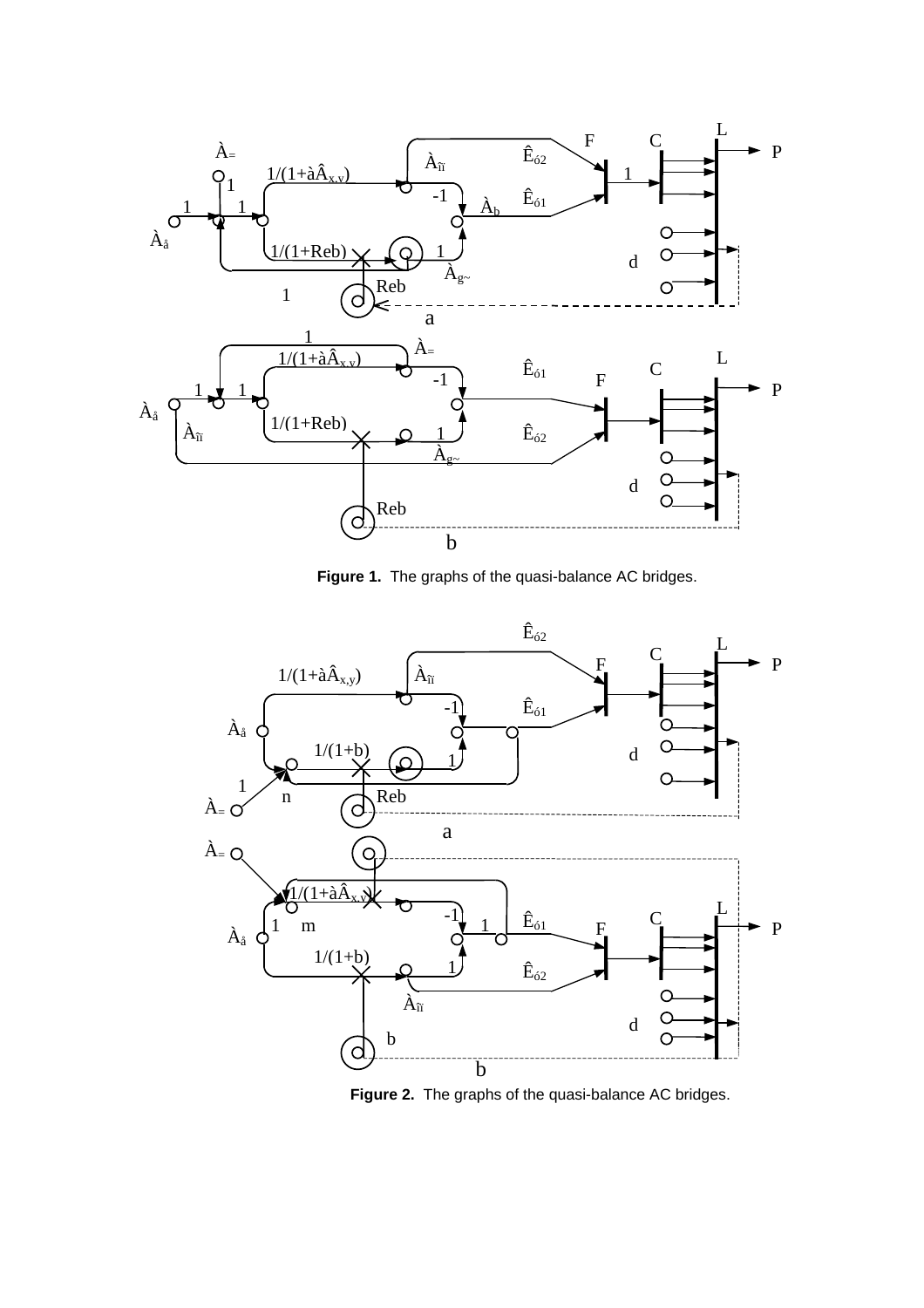Figure 1. The graphs of the quasi-balance AC bridges.

Figure 2. The graphs of the quasi-balance AC bridges.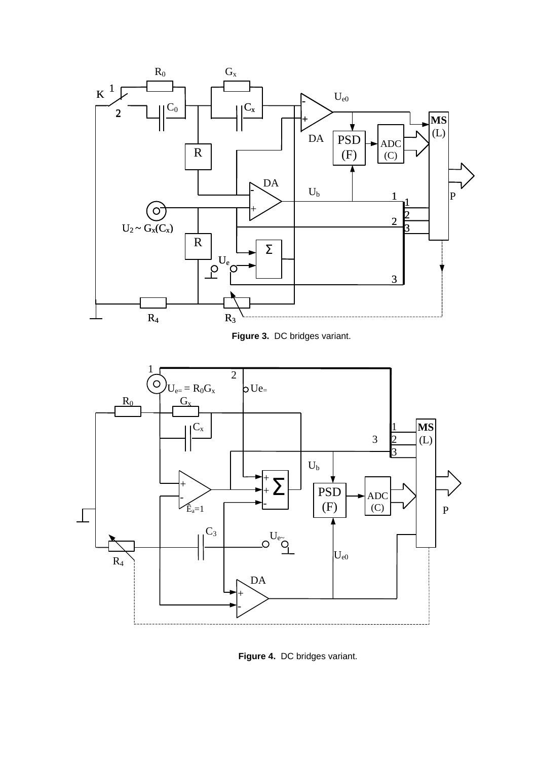**Figure 3.** DC bridges variant.

**Figure 4.** DC bridges variant.